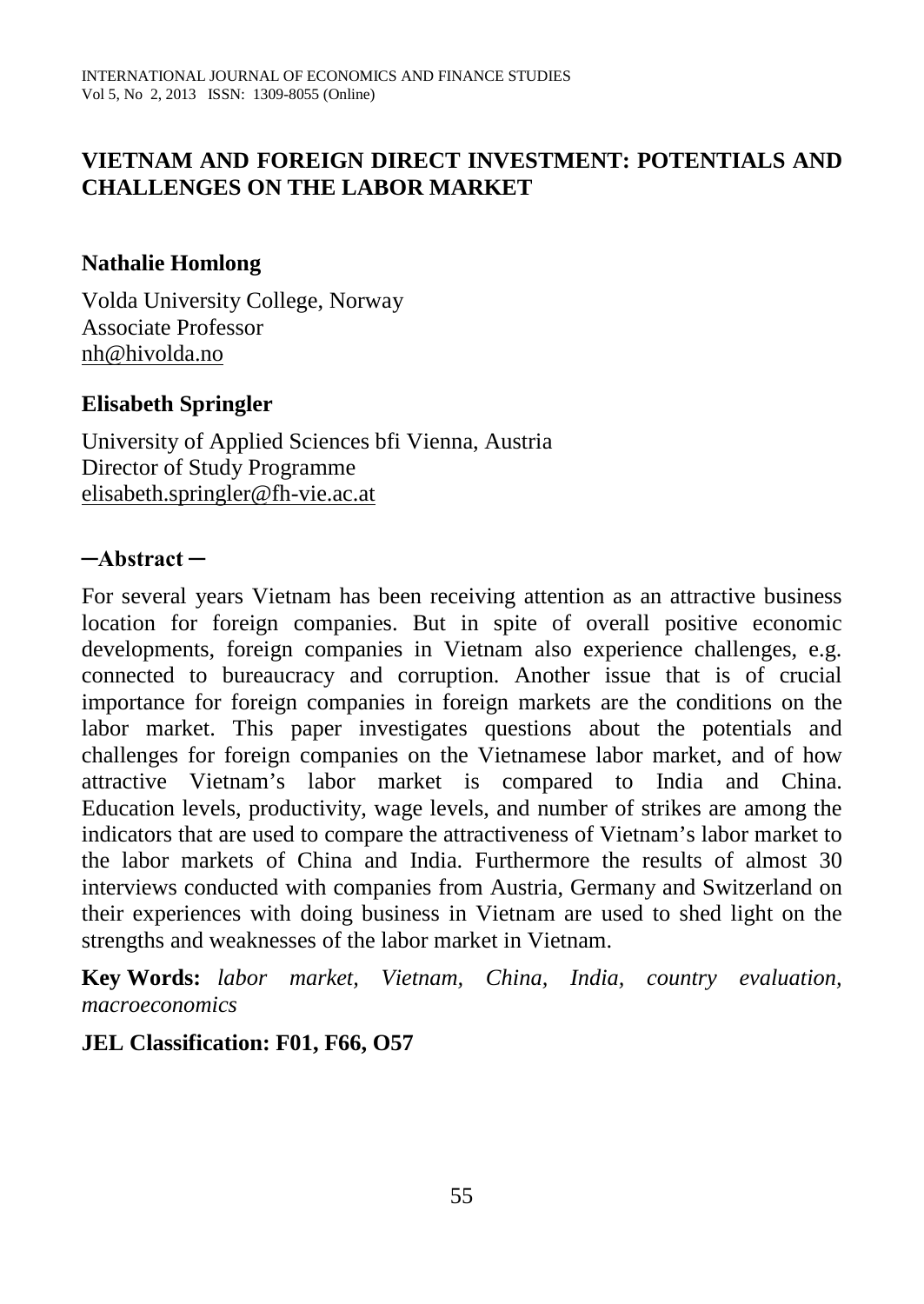# VIETNAM AND FOREIGN DIRECT INVESTMENT: POTENTIALS AND CHALLENGES ON THE LABOR MARKET

**Nathalie Homlong**

Volda University College, Norway
Associate Professor
nh@hivolda.no

**Elisabeth Springler**

University of Applied Sciences bfi Vienna, Austria
Director of Study Programme
elisabeth.springler@fh-vie.ac.at

## ─Abstract ─

For several years Vietnam has been receiving attention as an attractive business location for foreign companies. But in spite of overall positive economic developments, foreign companies in Vietnam also experience challenges, e.g. connected to bureaucracy and corruption. Another issue that is of crucial importance for foreign companies in foreign markets are the conditions on the labor market. This paper investigates questions about the potentials and challenges for foreign companies on the Vietnamese labor market, and of how attractive Vietnam's labor market is compared to India and China. Education levels, productivity, wage levels, and number of strikes are among the indicators that are used to compare the attractiveness of Vietnam's labor market to the labor markets of China and India. Furthermore the results of almost 30 interviews conducted with companies from Austria, Germany and Switzerland on their experiences with doing business in Vietnam are used to shed light on the strengths and weaknesses of the labor market in Vietnam.

**Key Words:** *labor market, Vietnam, China, India, country evaluation, macroeconomics*

**JEL Classification: F01, F66, O57**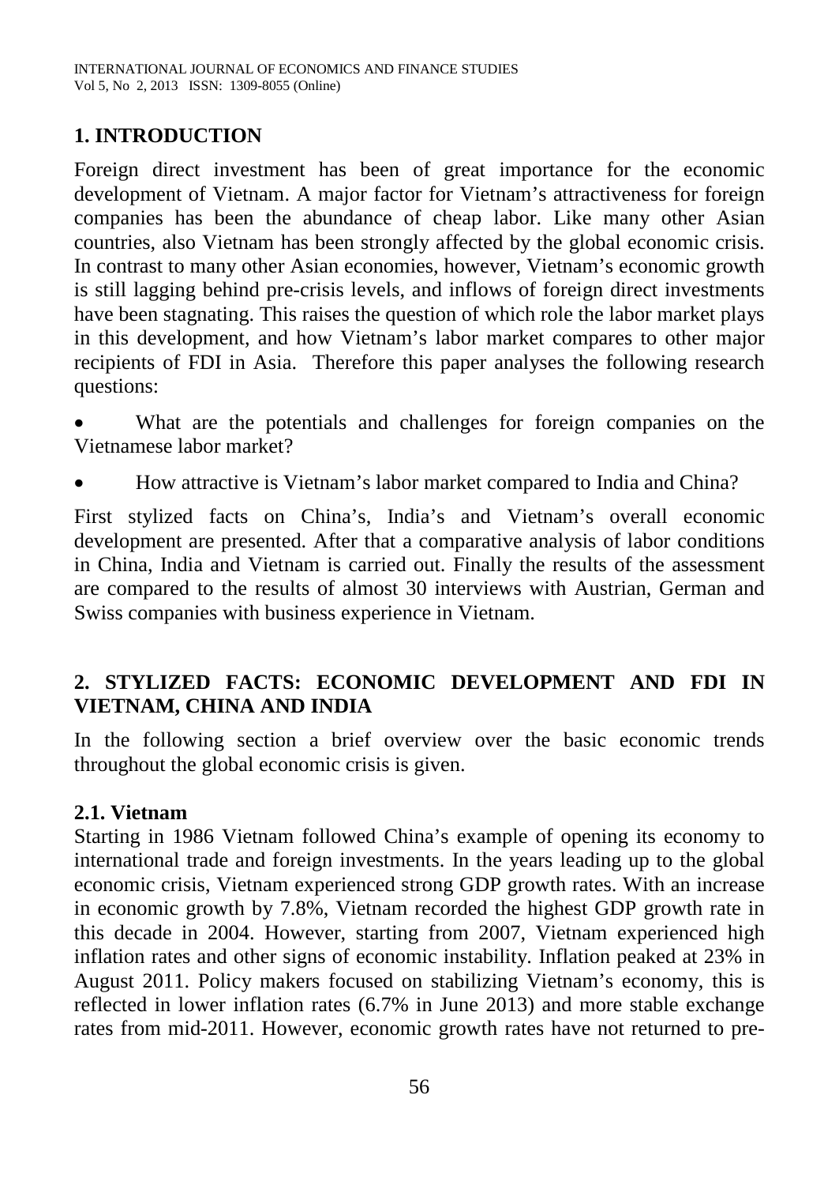## 1. INTRODUCTION

Foreign direct investment has been of great importance for the economic development of Vietnam. A major factor for Vietnam's attractiveness for foreign companies has been the abundance of cheap labor. Like many other Asian countries, also Vietnam has been strongly affected by the global economic crisis. In contrast to many other Asian economies, however, Vietnam's economic growth is still lagging behind pre-crisis levels, and inflows of foreign direct investments have been stagnating. This raises the question of which role the labor market plays in this development, and how Vietnam's labor market compares to other major recipients of FDI in Asia. Therefore this paper analyses the following research questions:

- What are the potentials and challenges for foreign companies on the Vietnamese labor market?
- How attractive is Vietnam's labor market compared to India and China?

First stylized facts on China's, India's and Vietnam's overall economic development are presented. After that a comparative analysis of labor conditions in China, India and Vietnam is carried out. Finally the results of the assessment are compared to the results of almost 30 interviews with Austrian, German and Swiss companies with business experience in Vietnam.

## 2. STYLIZED FACTS: ECONOMIC DEVELOPMENT AND FDI IN VIETNAM, CHINA AND INDIA

In the following section a brief overview over the basic economic trends throughout the global economic crisis is given.

### 2.1. Vietnam

Starting in 1986 Vietnam followed China's example of opening its economy to international trade and foreign investments. In the years leading up to the global economic crisis, Vietnam experienced strong GDP growth rates. With an increase in economic growth by 7.8%, Vietnam recorded the highest GDP growth rate in this decade in 2004. However, starting from 2007, Vietnam experienced high inflation rates and other signs of economic instability. Inflation peaked at 23% in August 2011. Policy makers focused on stabilizing Vietnam's economy, this is reflected in lower inflation rates (6.7% in June 2013) and more stable exchange rates from mid-2011. However, economic growth rates have not returned to pre-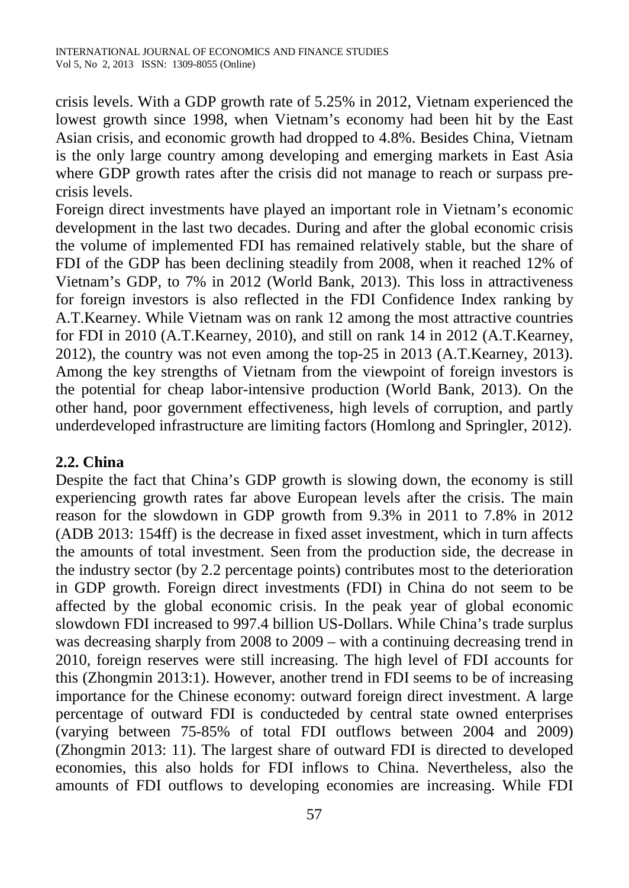crisis levels. With a GDP growth rate of 5.25% in 2012, Vietnam experienced the lowest growth since 1998, when Vietnam's economy had been hit by the East Asian crisis, and economic growth had dropped to 4.8%. Besides China, Vietnam is the only large country among developing and emerging markets in East Asia where GDP growth rates after the crisis did not manage to reach or surpass pre-crisis levels.

Foreign direct investments have played an important role in Vietnam's economic development in the last two decades. During and after the global economic crisis the volume of implemented FDI has remained relatively stable, but the share of FDI of the GDP has been declining steadily from 2008, when it reached 12% of Vietnam's GDP, to 7% in 2012 (World Bank, 2013). This loss in attractiveness for foreign investors is also reflected in the FDI Confidence Index ranking by A.T.Kearney. While Vietnam was on rank 12 among the most attractive countries for FDI in 2010 (A.T.Kearney, 2010), and still on rank 14 in 2012 (A.T.Kearney, 2012), the country was not even among the top-25 in 2013 (A.T.Kearney, 2013). Among the key strengths of Vietnam from the viewpoint of foreign investors is the potential for cheap labor-intensive production (World Bank, 2013). On the other hand, poor government effectiveness, high levels of corruption, and partly underdeveloped infrastructure are limiting factors (Homlong and Springler, 2012).

## 2.2. China

Despite the fact that China's GDP growth is slowing down, the economy is still experiencing growth rates far above European levels after the crisis. The main reason for the slowdown in GDP growth from 9.3% in 2011 to 7.8% in 2012 (ADB 2013: 154ff) is the decrease in fixed asset investment, which in turn affects the amounts of total investment. Seen from the production side, the decrease in the industry sector (by 2.2 percentage points) contributes most to the deterioration in GDP growth. Foreign direct investments (FDI) in China do not seem to be affected by the global economic crisis. In the peak year of global economic slowdown FDI increased to 997.4 billion US-Dollars. While China's trade surplus was decreasing sharply from 2008 to 2009 – with a continuing decreasing trend in 2010, foreign reserves were still increasing. The high level of FDI accounts for this (Zhongmin 2013:1). However, another trend in FDI seems to be of increasing importance for the Chinese economy: outward foreign direct investment. A large percentage of outward FDI is conducteded by central state owned enterprises (varying between 75-85% of total FDI outflows between 2004 and 2009) (Zhongmin 2013: 11). The largest share of outward FDI is directed to developed economies, this also holds for FDI inflows to China. Nevertheless, also the amounts of FDI outflows to developing economies are increasing. While FDI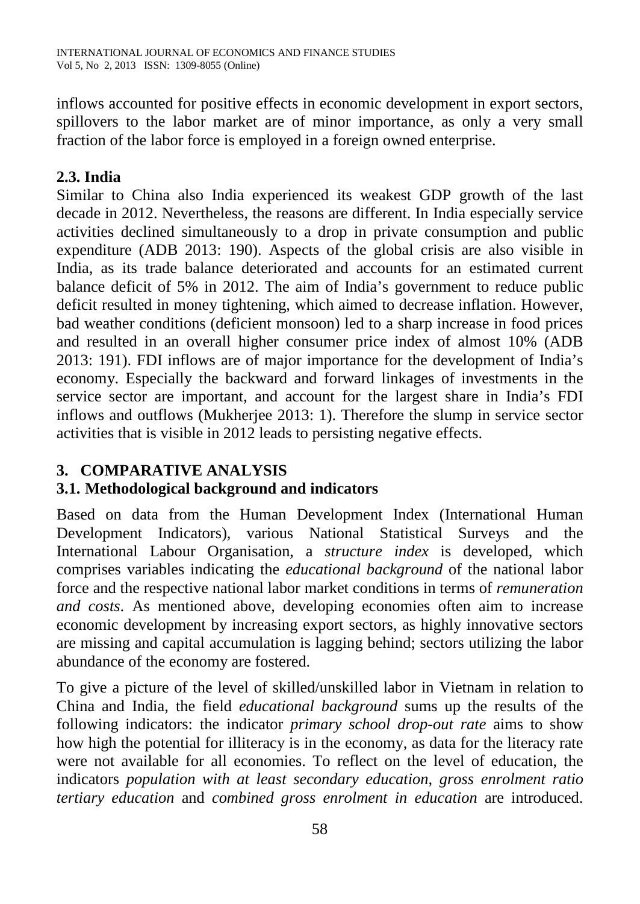inflows accounted for positive effects in economic development in export sectors, spillovers to the labor market are of minor importance, as only a very small fraction of the labor force is employed in a foreign owned enterprise.

### 2.3. India

Similar to China also India experienced its weakest GDP growth of the last decade in 2012. Nevertheless, the reasons are different. In India especially service activities declined simultaneously to a drop in private consumption and public expenditure (ADB 2013: 190). Aspects of the global crisis are also visible in India, as its trade balance deteriorated and accounts for an estimated current balance deficit of 5% in 2012. The aim of India's government to reduce public deficit resulted in money tightening, which aimed to decrease inflation. However, bad weather conditions (deficient monsoon) led to a sharp increase in food prices and resulted in an overall higher consumer price index of almost 10% (ADB 2013: 191). FDI inflows are of major importance for the development of India's economy. Especially the backward and forward linkages of investments in the service sector are important, and account for the largest share in India's FDI inflows and outflows (Mukherjee 2013: 1). Therefore the slump in service sector activities that is visible in 2012 leads to persisting negative effects.

## 3. COMPARATIVE ANALYSIS

### 3.1. Methodological background and indicators

Based on data from the Human Development Index (International Human Development Indicators), various National Statistical Surveys and the International Labour Organisation, a *structure index* is developed, which comprises variables indicating the *educational background* of the national labor force and the respective national labor market conditions in terms of *remuneration and costs*. As mentioned above, developing economies often aim to increase economic development by increasing export sectors, as highly innovative sectors are missing and capital accumulation is lagging behind; sectors utilizing the labor abundance of the economy are fostered.

To give a picture of the level of skilled/unskilled labor in Vietnam in relation to China and India, the field *educational background* sums up the results of the following indicators: the indicator *primary school drop-out rate* aims to show how high the potential for illiteracy is in the economy, as data for the literacy rate were not available for all economies. To reflect on the level of education, the indicators *population with at least secondary education*, *gross enrolment ratio tertiary education* and *combined gross enrolment in education* are introduced.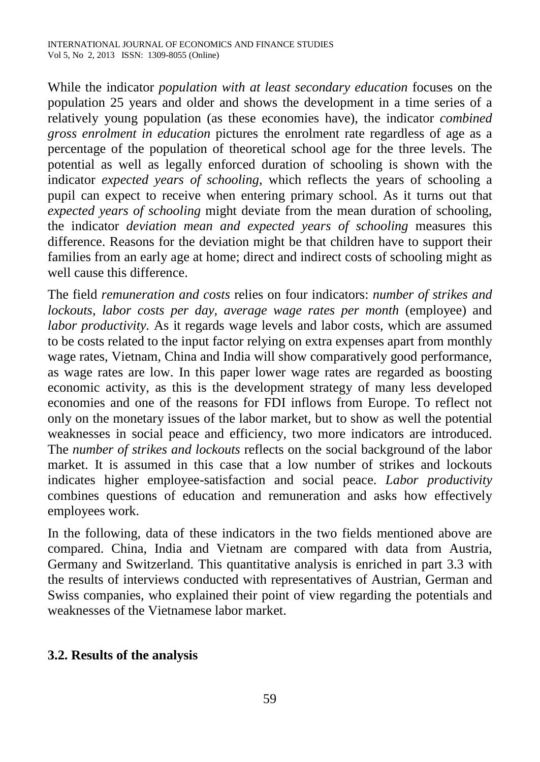While the indicator *population with at least secondary education* focuses on the population 25 years and older and shows the development in a time series of a relatively young population (as these economies have), the indicator *combined gross enrolment in education* pictures the enrolment rate regardless of age as a percentage of the population of theoretical school age for the three levels. The potential as well as legally enforced duration of schooling is shown with the indicator *expected years of schooling*, which reflects the years of schooling a pupil can expect to receive when entering primary school. As it turns out that *expected years of schooling* might deviate from the mean duration of schooling, the indicator *deviation mean and expected years of schooling* measures this difference. Reasons for the deviation might be that children have to support their families from an early age at home; direct and indirect costs of schooling might as well cause this difference.

The field *remuneration and costs* relies on four indicators: *number of strikes and lockouts*, *labor costs per day*, *average wage rates per month* (employee) and *labor productivity*. As it regards wage levels and labor costs, which are assumed to be costs related to the input factor relying on extra expenses apart from monthly wage rates, Vietnam, China and India will show comparatively good performance, as wage rates are low. In this paper lower wage rates are regarded as boosting economic activity, as this is the development strategy of many less developed economies and one of the reasons for FDI inflows from Europe. To reflect not only on the monetary issues of the labor market, but to show as well the potential weaknesses in social peace and efficiency, two more indicators are introduced. The *number of strikes and lockouts* reflects on the social background of the labor market. It is assumed in this case that a low number of strikes and lockouts indicates higher employee-satisfaction and social peace. *Labor productivity* combines questions of education and remuneration and asks how effectively employees work.

In the following, data of these indicators in the two fields mentioned above are compared. China, India and Vietnam are compared with data from Austria, Germany and Switzerland. This quantitative analysis is enriched in part 3.3 with the results of interviews conducted with representatives of Austrian, German and Swiss companies, who explained their point of view regarding the potentials and weaknesses of the Vietnamese labor market.

### 3.2. Results of the analysis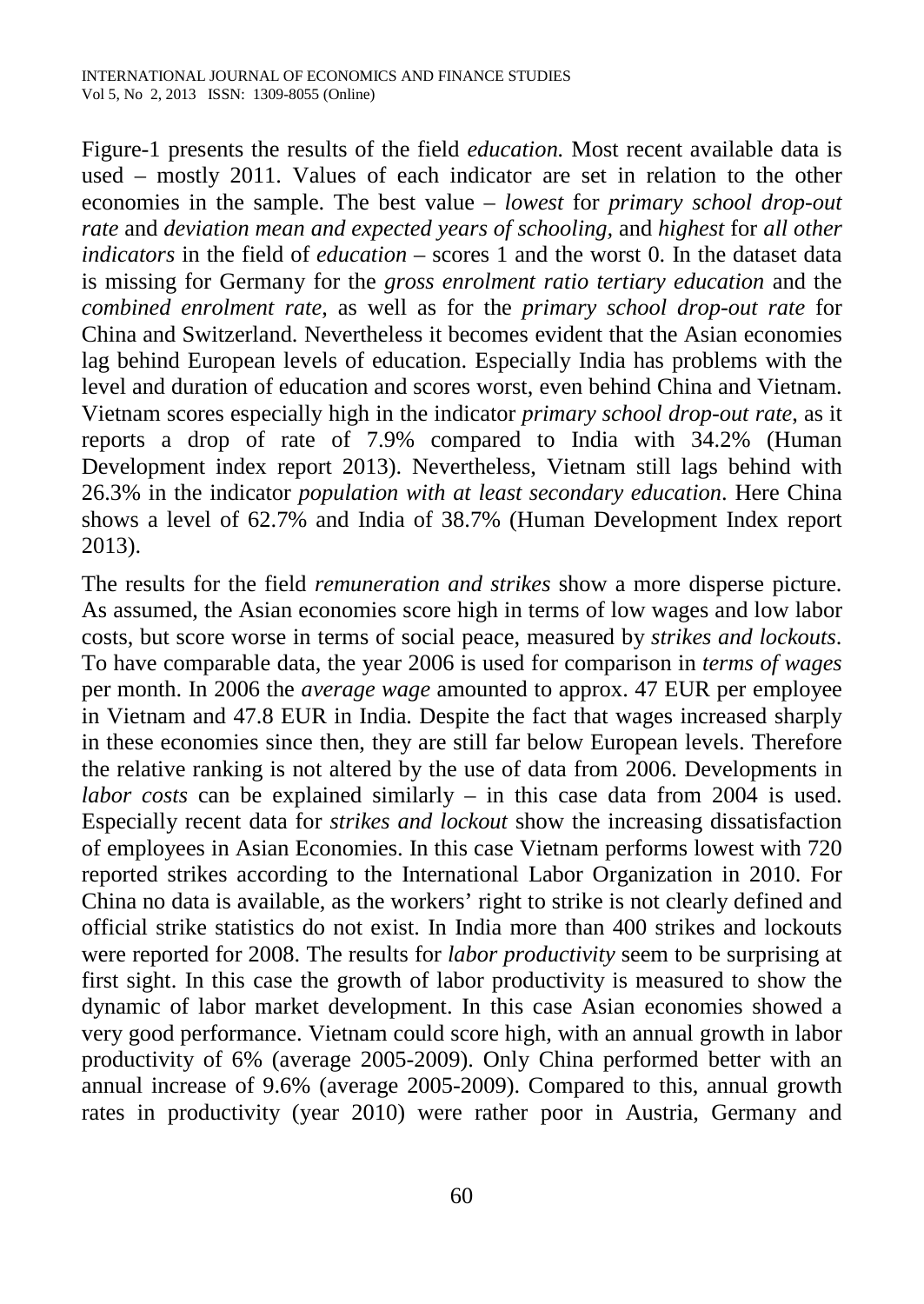Figure-1 presents the results of the field *education.* Most recent available data is used – mostly 2011. Values of each indicator are set in relation to the other economies in the sample. The best value – *lowest* for *primary school drop-out rate* and *deviation mean and expected years of schooling,* and *highest* for *all other indicators* in the field of *education* – scores 1 and the worst 0. In the dataset data is missing for Germany for the *gross enrolment ratio tertiary education* and the *combined enrolment rate*, as well as for the *primary school drop-out rate* for China and Switzerland. Nevertheless it becomes evident that the Asian economies lag behind European levels of education. Especially India has problems with the level and duration of education and scores worst, even behind China and Vietnam. Vietnam scores especially high in the indicator *primary school drop-out rate*, as it reports a drop of rate of 7.9% compared to India with 34.2% (Human Development index report 2013). Nevertheless, Vietnam still lags behind with 26.3% in the indicator *population with at least secondary education*. Here China shows a level of 62.7% and India of 38.7% (Human Development Index report 2013).

The results for the field *remuneration and strikes* show a more disperse picture. As assumed, the Asian economies score high in terms of low wages and low labor costs, but score worse in terms of social peace, measured by *strikes and lockouts*. To have comparable data, the year 2006 is used for comparison in *terms of wages* per month. In 2006 the *average wage* amounted to approx. 47 EUR per employee in Vietnam and 47.8 EUR in India. Despite the fact that wages increased sharply in these economies since then, they are still far below European levels. Therefore the relative ranking is not altered by the use of data from 2006. Developments in *labor costs* can be explained similarly – in this case data from 2004 is used. Especially recent data for *strikes and lockout* show the increasing dissatisfaction of employees in Asian Economies. In this case Vietnam performs lowest with 720 reported strikes according to the International Labor Organization in 2010. For China no data is available, as the workers' right to strike is not clearly defined and official strike statistics do not exist. In India more than 400 strikes and lockouts were reported for 2008. The results for *labor productivity* seem to be surprising at first sight. In this case the growth of labor productivity is measured to show the dynamic of labor market development. In this case Asian economies showed a very good performance. Vietnam could score high, with an annual growth in labor productivity of 6% (average 2005-2009). Only China performed better with an annual increase of 9.6% (average 2005-2009). Compared to this, annual growth rates in productivity (year 2010) were rather poor in Austria, Germany and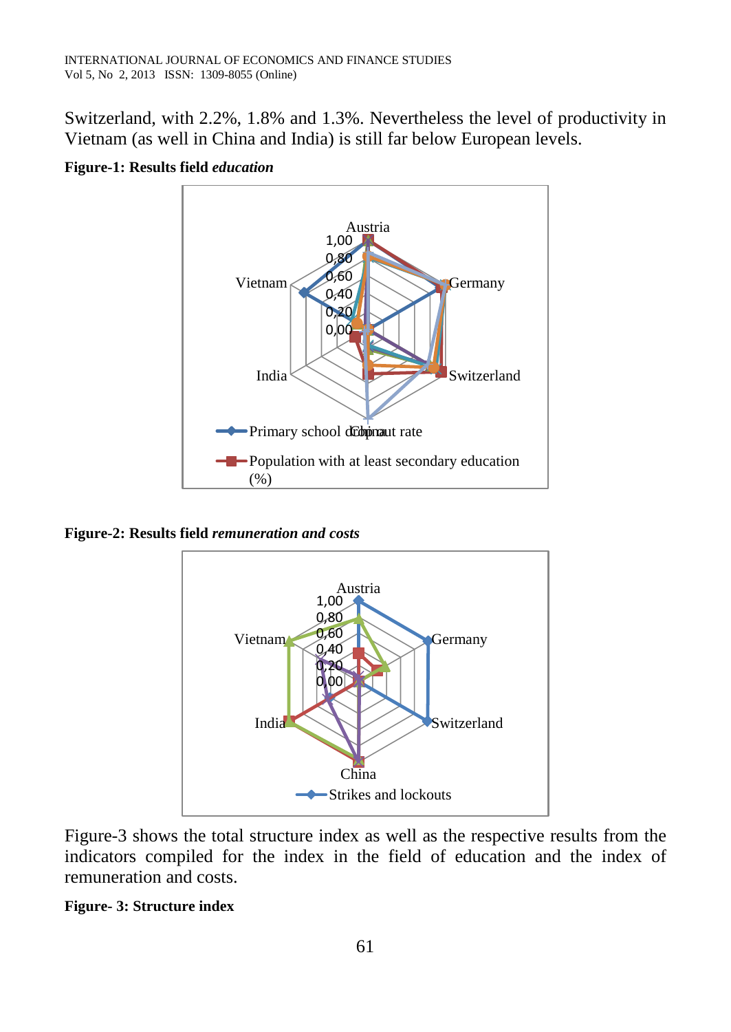Switzerland, with 2.2%, 1.8% and 1.3%. Nevertheless the level of productivity in Vietnam (as well in China and India) is still far below European levels.

**Figure-1: Results field *education***

**Figure-2: Results field *remuneration and costs***

Figure-3 shows the total structure index as well as the respective results from the indicators compiled for the index in the field of education and the index of remuneration and costs.

**Figure- 3: Structure index**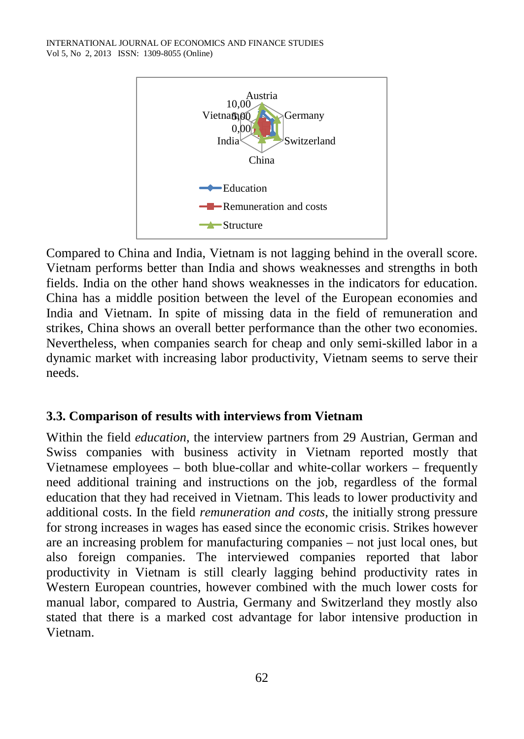Compared to China and India, Vietnam is not lagging behind in the overall score. Vietnam performs better than India and shows weaknesses and strengths in both fields. India on the other hand shows weaknesses in the indicators for education. China has a middle position between the level of the European economies and India and Vietnam. In spite of missing data in the field of remuneration and strikes, China shows an overall better performance than the other two economies. Nevertheless, when companies search for cheap and only semi-skilled labor in a dynamic market with increasing labor productivity, Vietnam seems to serve their needs.

### 3.3. Comparison of results with interviews from Vietnam

Within the field *education*, the interview partners from 29 Austrian, German and Swiss companies with business activity in Vietnam reported mostly that Vietnamese employees – both blue-collar and white-collar workers – frequently need additional training and instructions on the job, regardless of the formal education that they had received in Vietnam. This leads to lower productivity and additional costs. In the field *remuneration and costs*, the initially strong pressure for strong increases in wages has eased since the economic crisis. Strikes however are an increasing problem for manufacturing companies – not just local ones, but also foreign companies. The interviewed companies reported that labor productivity in Vietnam is still clearly lagging behind productivity rates in Western European countries, however combined with the much lower costs for manual labor, compared to Austria, Germany and Switzerland they mostly also stated that there is a marked cost advantage for labor intensive production in Vietnam.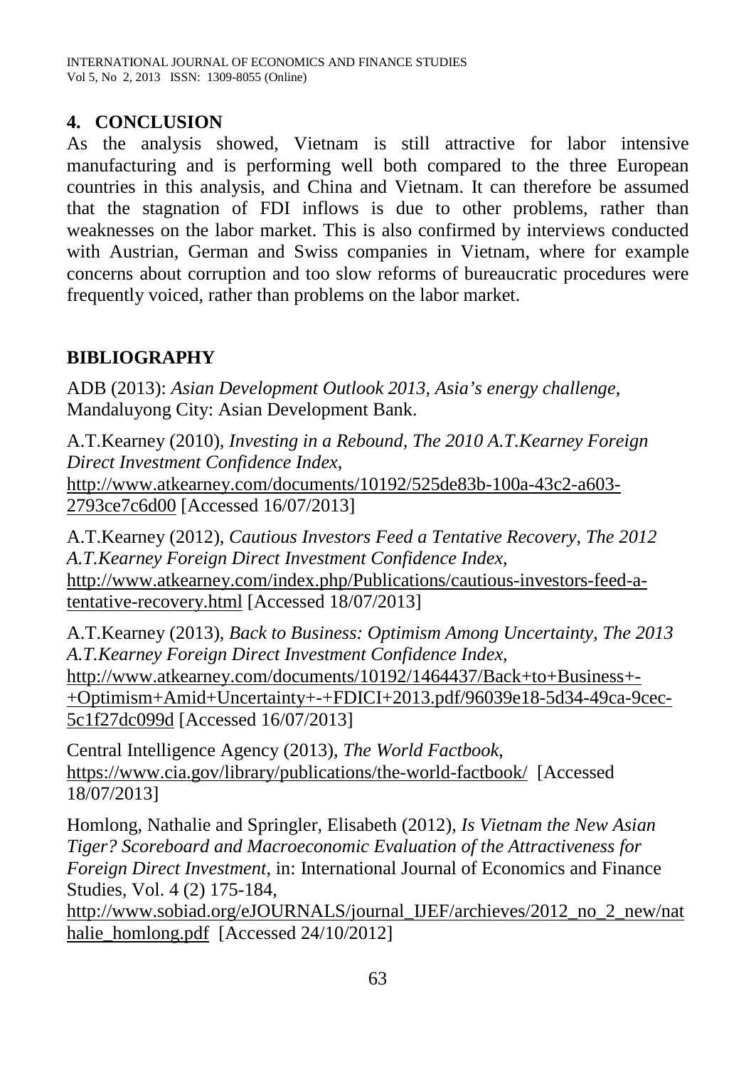## 4. CONCLUSION

As the analysis showed, Vietnam is still attractive for labor intensive manufacturing and is performing well both compared to the three European countries in this analysis, and China and Vietnam. It can therefore be assumed that the stagnation of FDI inflows is due to other problems, rather than weaknesses on the labor market. This is also confirmed by interviews conducted with Austrian, German and Swiss companies in Vietnam, where for example concerns about corruption and too slow reforms of bureaucratic procedures were frequently voiced, rather than problems on the labor market.

## BIBLIOGRAPHY

ADB (2013): *Asian Development Outlook 2013, Asia's energy challenge*, Mandaluyong City: Asian Development Bank.

A.T.Kearney (2010), *Investing in a Rebound, The 2010 A.T.Kearney Foreign Direct Investment Confidence Index*, http://www.atkearney.com/documents/10192/525de83b-100a-43c2-a603-2793ce7c6d00 [Accessed 16/07/2013]

A.T.Kearney (2012), *Cautious Investors Feed a Tentative Recovery, The 2012 A.T.Kearney Foreign Direct Investment Confidence Index*, http://www.atkearney.com/index.php/Publications/cautious-investors-feed-a-tentative-recovery.html [Accessed 18/07/2013]

A.T.Kearney (2013), *Back to Business: Optimism Among Uncertainty, The 2013 A.T.Kearney Foreign Direct Investment Confidence Index*, http://www.atkearney.com/documents/10192/1464437/Back+to+Business+-+Optimism+Amid+Uncertainty+-+FDICI+2013.pdf/96039e18-5d34-49ca-9cec-5c1f27dc099d [Accessed 16/07/2013]

Central Intelligence Agency (2013), *The World Factbook*, https://www.cia.gov/library/publications/the-world-factbook/ [Accessed 18/07/2013]

Homlong, Nathalie and Springler, Elisabeth (2012), *Is Vietnam the New Asian Tiger? Scoreboard and Macroeconomic Evaluation of the Attractiveness for Foreign Direct Investment*, in: International Journal of Economics and Finance Studies, Vol. 4 (2) 175-184, http://www.sobiad.org/eJOURNALS/journal_IJEF/archieves/2012_no_2_new/nathalie_homlong.pdf [Accessed 24/10/2012]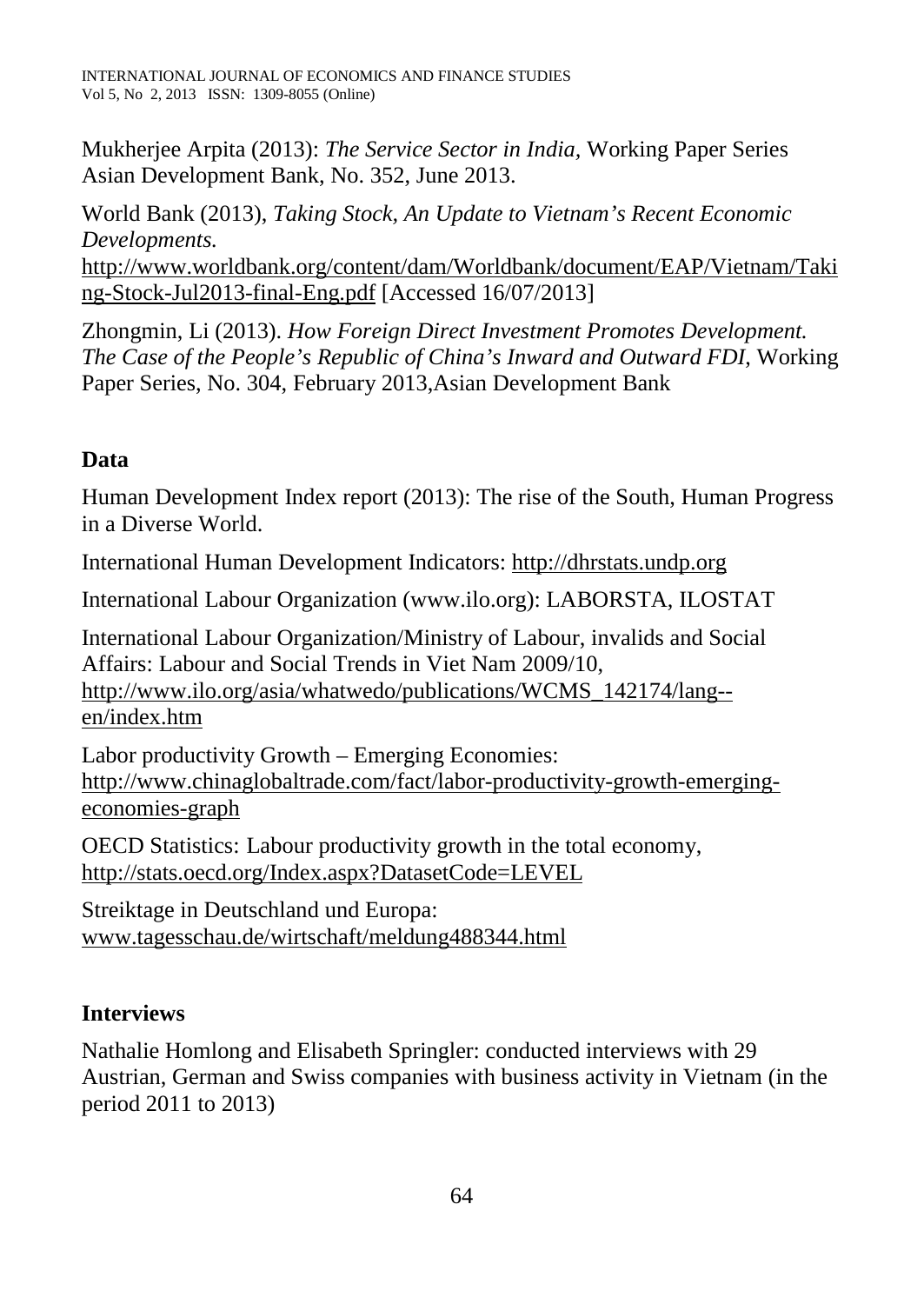Mukherjee Arpita (2013): *The Service Sector in India*, Working Paper Series Asian Development Bank, No. 352, June 2013.

World Bank (2013), *Taking Stock, An Update to Vietnam's Recent Economic Developments.* http://www.worldbank.org/content/dam/Worldbank/document/EAP/Vietnam/Taking-Stock-Jul2013-final-Eng.pdf [Accessed 16/07/2013]

Zhongmin, Li (2013). *How Foreign Direct Investment Promotes Development. The Case of the People's Republic of China's Inward and Outward FDI*, Working Paper Series, No. 304, February 2013,Asian Development Bank

## Data

Human Development Index report (2013): The rise of the South, Human Progress in a Diverse World.

International Human Development Indicators: http://dhrstats.undp.org

International Labour Organization (www.ilo.org): LABORSTA, ILOSTAT

International Labour Organization/Ministry of Labour, invalids and Social Affairs: Labour and Social Trends in Viet Nam 2009/10, http://www.ilo.org/asia/whatwedo/publications/WCMS_142174/lang--en/index.htm

Labor productivity Growth – Emerging Economies: http://www.chinaglobaltrade.com/fact/labor-productivity-growth-emerging-economies-graph

OECD Statistics: Labour productivity growth in the total economy, http://stats.oecd.org/Index.aspx?DatasetCode=LEVEL

Streiktage in Deutschland und Europa: www.tagesschau.de/wirtschaft/meldung488344.html

## Interviews

Nathalie Homlong and Elisabeth Springler: conducted interviews with 29 Austrian, German and Swiss companies with business activity in Vietnam (in the period 2011 to 2013)